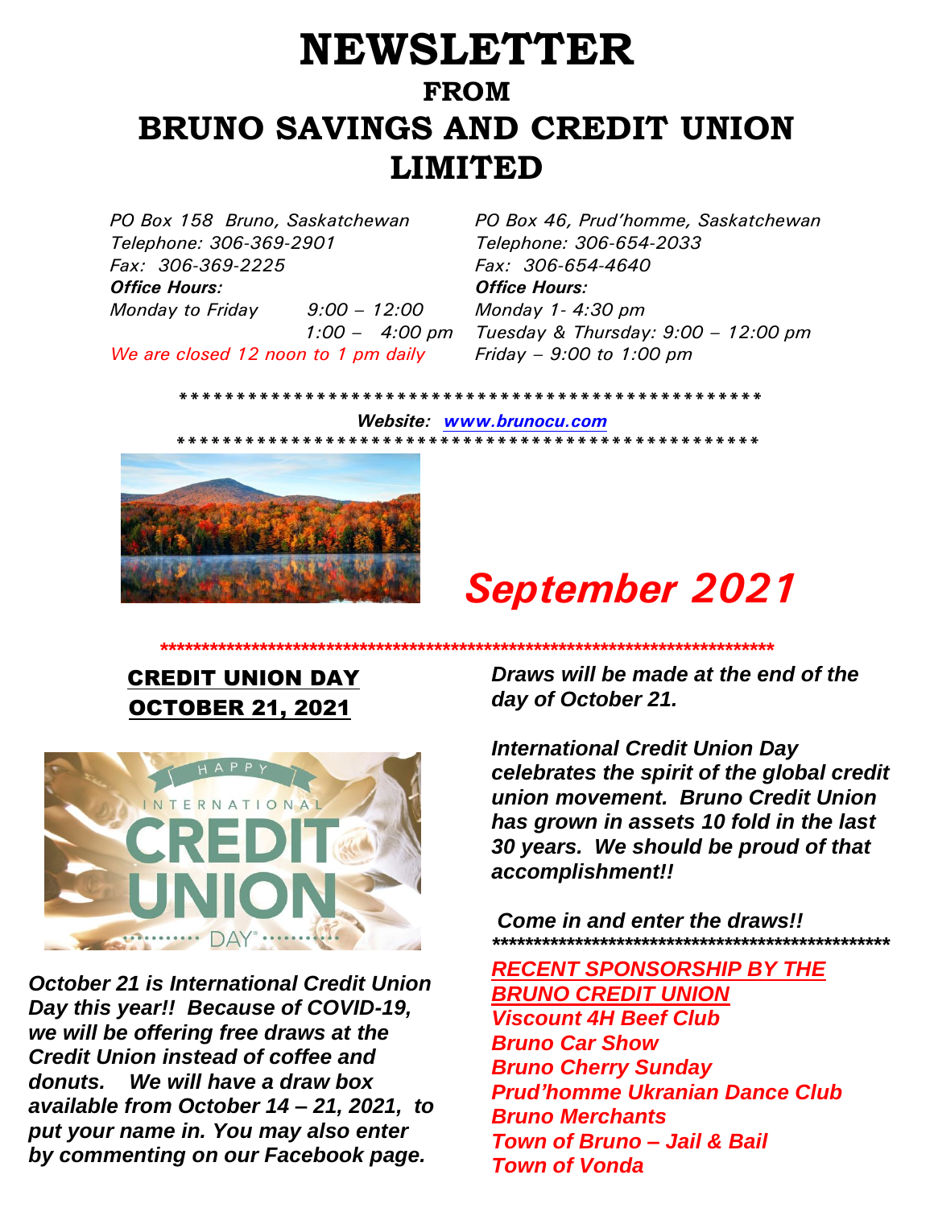# NEWSLETTER

## FROM

# BRUNO SAVINGS AND CREDIT UNION LIMITED

*PO Box 158 Bruno, Saskatchewan*
*Telephone: 306-369-2901*
*Fax: 306-369-2225*
***Office Hours:***
*Monday to Friday 9:00 – 12:00*
*1:00 – 4:00 pm*
*We are closed 12 noon to 1 pm daily*

*PO Box 46, Prud'homme, Saskatchewan*
*Telephone: 306-654-2033*
*Fax: 306-654-4640*
***Office Hours:***
*Monday 1- 4:30 pm*
*Tuesday & Thursday: 9:00 – 12:00 pm*
*Friday – 9:00 to 1:00 pm*

***************************************************
***Website:*** ***www.brunocu.com***
***************************************************

## *September 2021*

***************************************************************************

## CREDIT UNION DAY OCTOBER 21, 2021

***October 21 is International Credit Union Day this year!! Because of COVID-19, we will be offering free draws at the Credit Union instead of coffee and donuts. We will have a draw box available from October 14 – 21, 2021, to put your name in. You may also enter by commenting on our Facebook page.***

***Draws will be made at the end of the day of October 21.***

***International Credit Union Day celebrates the spirit of the global credit union movement. Bruno Credit Union has grown in assets 10 fold in the last 30 years. We should be proud of that accomplishment!!***

***Come in and enter the draws!!***

**************************************************

***RECENT SPONSORSHIP BY THE BRUNO CREDIT UNION***

***Viscount 4H Beef Club***
***Bruno Car Show***
***Bruno Cherry Sunday***
***Prud'homme Ukranian Dance Club***
***Bruno Merchants***
***Town of Bruno – Jail & Bail***
***Town of Vonda***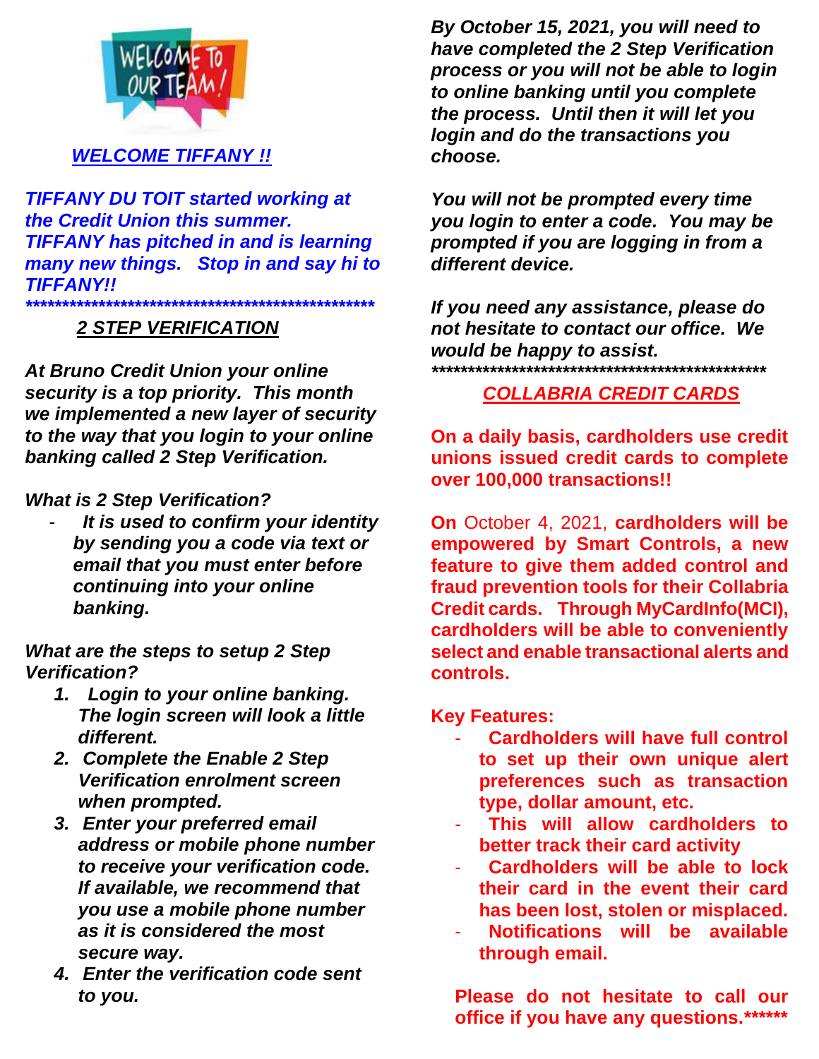***WELCOME TIFFANY !!***

***TIFFANY DU TOIT started working at the Credit Union this summer. TIFFANY has pitched in and is learning many new things. Stop in and say hi to TIFFANY!!***

****************************************************

## ***2 STEP VERIFICATION***

***At Bruno Credit Union your online security is a top priority. This month we implemented a new layer of security to the way that you login to your online banking called 2 Step Verification.***

***What is 2 Step Verification?***

- ***It is used to confirm your identity by sending you a code via text or email that you must enter before continuing into your online banking.***

***What are the steps to setup 2 Step Verification?***

1. ***Login to your online banking. The login screen will look a little different.***
2. ***Complete the Enable 2 Step Verification enrolment screen when prompted.***
3. ***Enter your preferred email address or mobile phone number to receive your verification code. If available, we recommend that you use a mobile phone number as it is considered the most secure way.***
4. ***Enter the verification code sent to you.***

***By October 15, 2021, you will need to have completed the 2 Step Verification process or you will not be able to login to online banking until you complete the process. Until then it will let you login and do the transactions you choose.***

***You will not be prompted every time you login to enter a code. You may be prompted if you are logging in from a different device.***

***If you need any assistance, please do not hesitate to contact our office. We would be happy to assist.***

***********************************************

## ***COLLABRIA CREDIT CARDS***

**On a daily basis, cardholders use credit unions issued credit cards to complete over 100,000 transactions!!**

**On** October 4, 2021, **cardholders will be empowered by Smart Controls, a new feature to give them added control and fraud prevention tools for their Collabria Credit cards. Through MyCardInfo(MCI), cardholders will be able to conveniently select and enable transactional alerts and controls.**

**Key Features:**

- **Cardholders will have full control to set up their own unique alert preferences such as transaction type, dollar amount, etc.**
- **This will allow cardholders to better track their card activity**
- **Cardholders will be able to lock their card in the event their card has been lost, stolen or misplaced.**
- **Notifications will be available through email.**

**Please do not hesitate to call our office if you have any questions.******